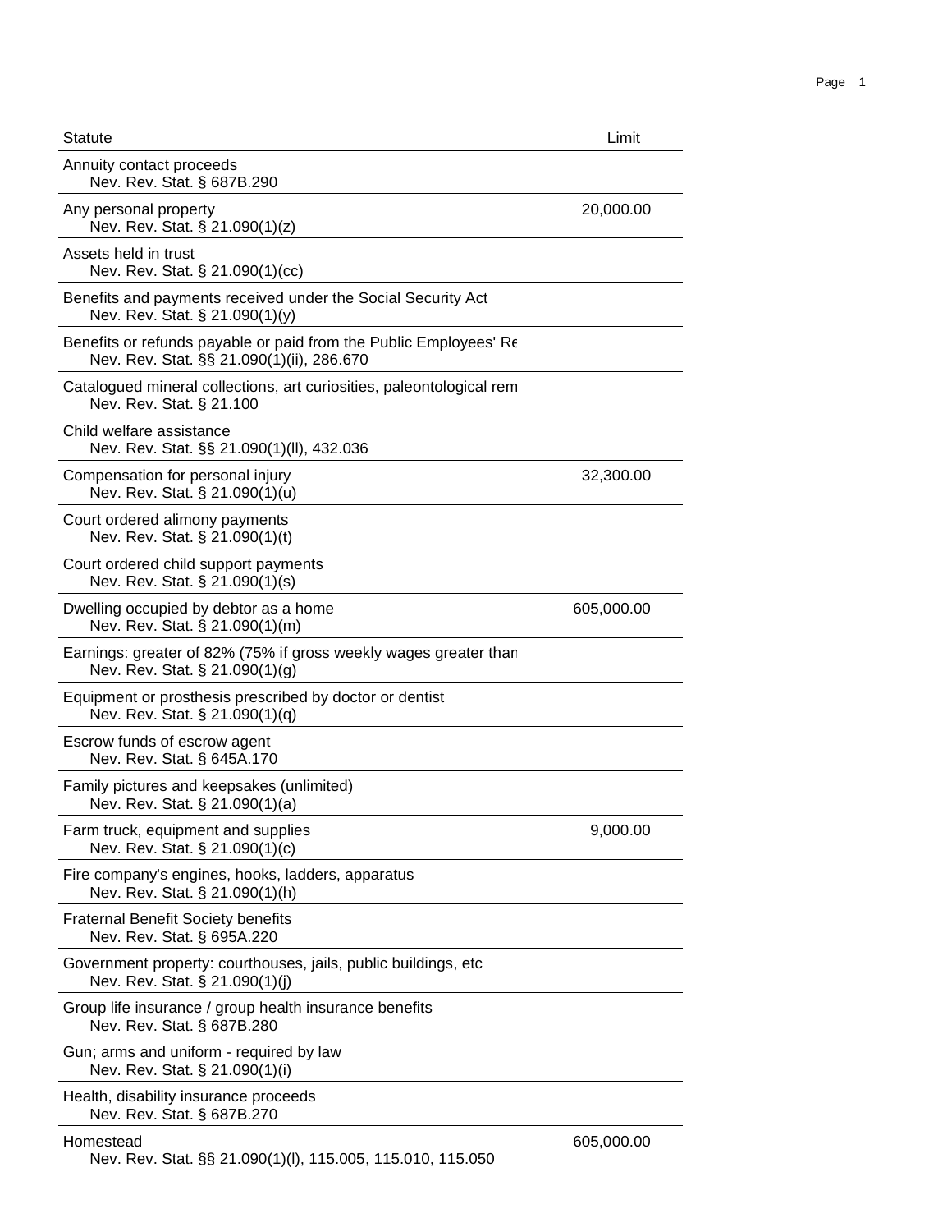| Statute | Limit |
|---|---|
| Annuity contact proceeds<br>Nev. Rev. Stat. § 687B.290 | |
| Any personal property<br>Nev. Rev. Stat. § 21.090(1)(z) | 20,000.00 |
| Assets held in trust<br>Nev. Rev. Stat. § 21.090(1)(cc) | |
| Benefits and payments received under the Social Security Act<br>Nev. Rev. Stat. § 21.090(1)(y) | |
| Benefits or refunds payable or paid from the Public Employees' Re<br>Nev. Rev. Stat. §§ 21.090(1)(ii), 286.670 | |
| Catalogued mineral collections, art curiosities, paleontological rem<br>Nev. Rev. Stat. § 21.100 | |
| Child welfare assistance<br>Nev. Rev. Stat. §§ 21.090(1)(ll), 432.036 | |
| Compensation for personal injury<br>Nev. Rev. Stat. § 21.090(1)(u) | 32,300.00 |
| Court ordered alimony payments<br>Nev. Rev. Stat. § 21.090(1)(t) | |
| Court ordered child support payments<br>Nev. Rev. Stat. § 21.090(1)(s) | |
| Dwelling occupied by debtor as a home<br>Nev. Rev. Stat. § 21.090(1)(m) | 605,000.00 |
| Earnings: greater of 82% (75% if gross weekly wages greater than<br>Nev. Rev. Stat. § 21.090(1)(g) | |
| Equipment or prosthesis prescribed by doctor or dentist<br>Nev. Rev. Stat. § 21.090(1)(q) | |
| Escrow funds of escrow agent<br>Nev. Rev. Stat. § 645A.170 | |
| Family pictures and keepsakes (unlimited)<br>Nev. Rev. Stat. § 21.090(1)(a) | |
| Farm truck, equipment and supplies<br>Nev. Rev. Stat. § 21.090(1)(c) | 9,000.00 |
| Fire company's engines, hooks, ladders, apparatus<br>Nev. Rev. Stat. § 21.090(1)(h) | |
| Fraternal Benefit Society benefits<br>Nev. Rev. Stat. § 695A.220 | |
| Government property: courthouses, jails, public buildings, etc<br>Nev. Rev. Stat. § 21.090(1)(j) | |
| Group life insurance / group health insurance benefits<br>Nev. Rev. Stat. § 687B.280 | |
| Gun; arms and uniform - required by law<br>Nev. Rev. Stat. § 21.090(1)(i) | |
| Health, disability insurance proceeds<br>Nev. Rev. Stat. § 687B.270 | |
| Homestead<br>Nev. Rev. Stat. §§ 21.090(1)(l), 115.005, 115.010, 115.050 | 605,000.00 |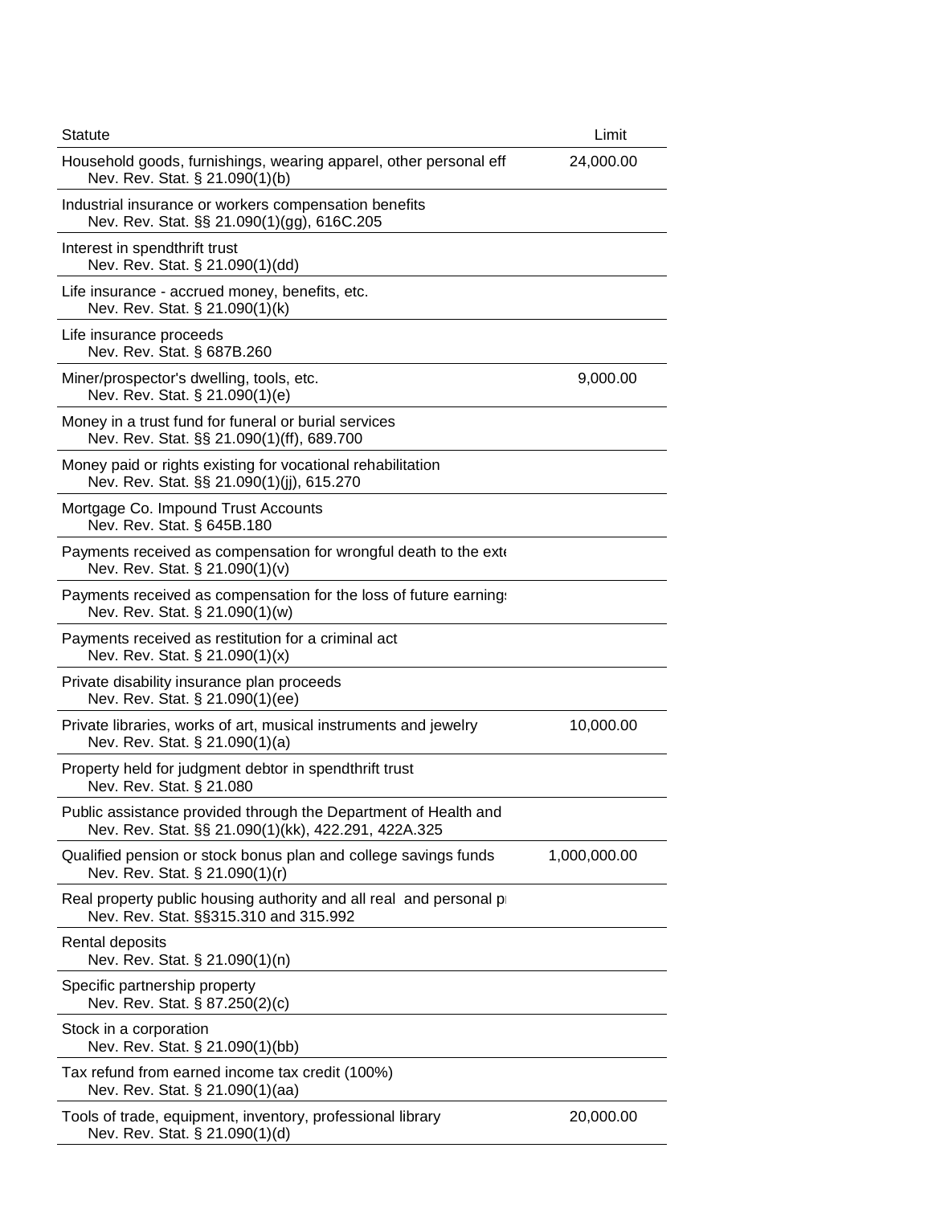| Statute | Limit |
|---|---|
| Household goods, furnishings, wearing apparel, other personal eff<br>Nev. Rev. Stat. § 21.090(1)(b) | 24,000.00 |
| Industrial insurance or workers compensation benefits<br>Nev. Rev. Stat. §§ 21.090(1)(gg), 616C.205 | |
| Interest in spendthrift trust<br>Nev. Rev. Stat. § 21.090(1)(dd) | |
| Life insurance - accrued money, benefits, etc.<br>Nev. Rev. Stat. § 21.090(1)(k) | |
| Life insurance proceeds<br>Nev. Rev. Stat. § 687B.260 | |
| Miner/prospector's dwelling, tools, etc.<br>Nev. Rev. Stat. § 21.090(1)(e) | 9,000.00 |
| Money in a trust fund for funeral or burial services<br>Nev. Rev. Stat. §§ 21.090(1)(ff), 689.700 | |
| Money paid or rights existing for vocational rehabilitation<br>Nev. Rev. Stat. §§ 21.090(1)(jj), 615.270 | |
| Mortgage Co. Impound Trust Accounts<br>Nev. Rev. Stat. § 645B.180 | |
| Payments received as compensation for wrongful death to the exte<br>Nev. Rev. Stat. § 21.090(1)(v) | |
| Payments received as compensation for the loss of future earning:<br>Nev. Rev. Stat. § 21.090(1)(w) | |
| Payments received as restitution for a criminal act<br>Nev. Rev. Stat. § 21.090(1)(x) | |
| Private disability insurance plan proceeds<br>Nev. Rev. Stat. § 21.090(1)(ee) | |
| Private libraries, works of art, musical instruments and jewelry<br>Nev. Rev. Stat. § 21.090(1)(a) | 10,000.00 |
| Property held for judgment debtor in spendthrift trust<br>Nev. Rev. Stat. § 21.080 | |
| Public assistance provided through the Department of Health and<br>Nev. Rev. Stat. §§ 21.090(1)(kk), 422.291, 422A.325 | |
| Qualified pension or stock bonus plan and college savings funds<br>Nev. Rev. Stat. § 21.090(1)(r) | 1,000,000.00 |
| Real property public housing authority and all real and personal p<br>Nev. Rev. Stat. §§315.310 and 315.992 | |
| Rental deposits<br>Nev. Rev. Stat. § 21.090(1)(n) | |
| Specific partnership property<br>Nev. Rev. Stat. § 87.250(2)(c) | |
| Stock in a corporation<br>Nev. Rev. Stat. § 21.090(1)(bb) | |
| Tax refund from earned income tax credit (100%)<br>Nev. Rev. Stat. § 21.090(1)(aa) | |
| Tools of trade, equipment, inventory, professional library<br>Nev. Rev. Stat. § 21.090(1)(d) | 20,000.00 |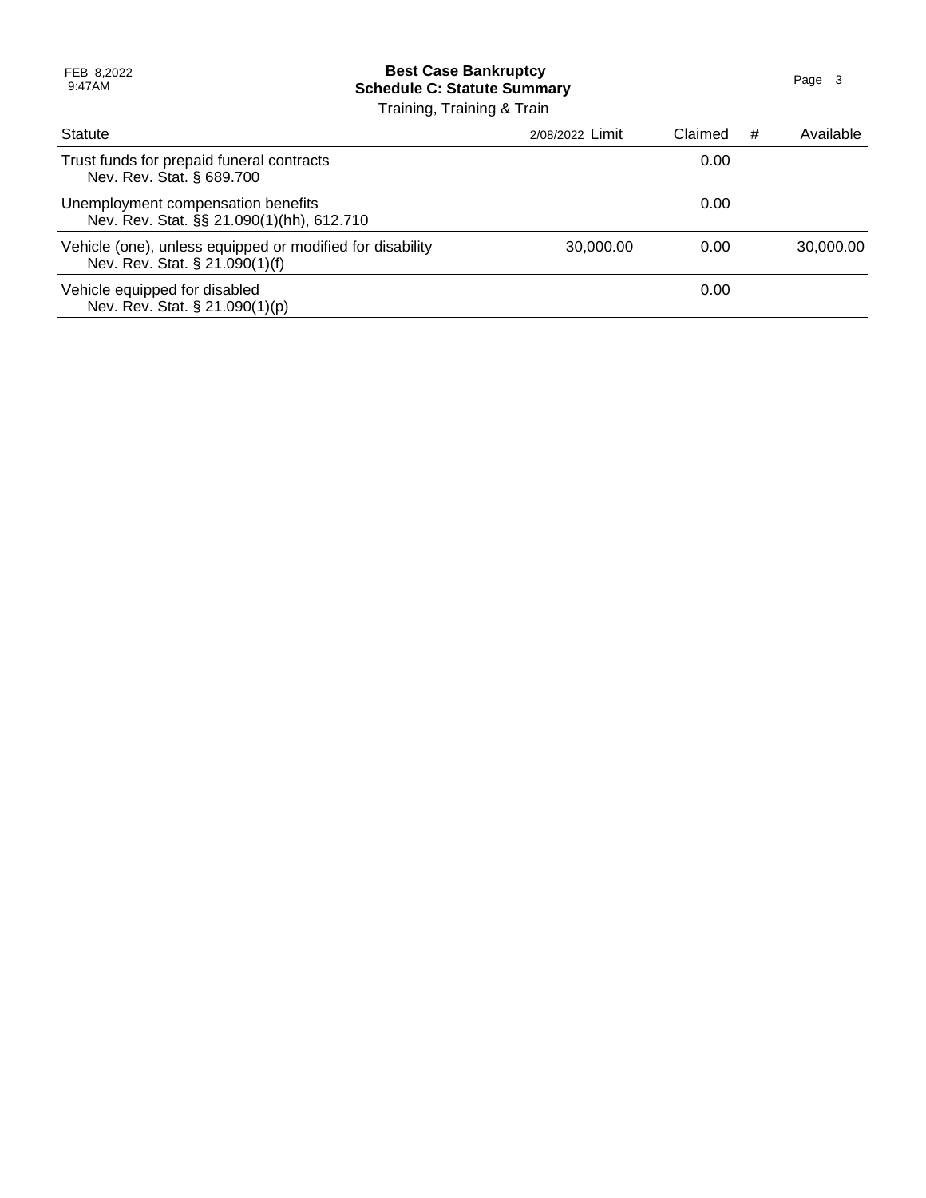| Statute | 2/08/2022 Limit | Claimed | # | Available |
|---|---|---|---|---|
| Trust funds for prepaid funeral contracts<br>Nev. Rev. Stat. § 689.700 | | 0.00 | | |
| Unemployment compensation benefits<br>Nev. Rev. Stat. §§ 21.090(1)(hh), 612.710 | | 0.00 | | |
| Vehicle (one), unless equipped or modified for disability<br>Nev. Rev. Stat. § 21.090(1)(f) | 30,000.00 | 0.00 | | 30,000.00 |
| Vehicle equipped for disabled<br>Nev. Rev. Stat. § 21.090(1)(p) | | 0.00 | | |